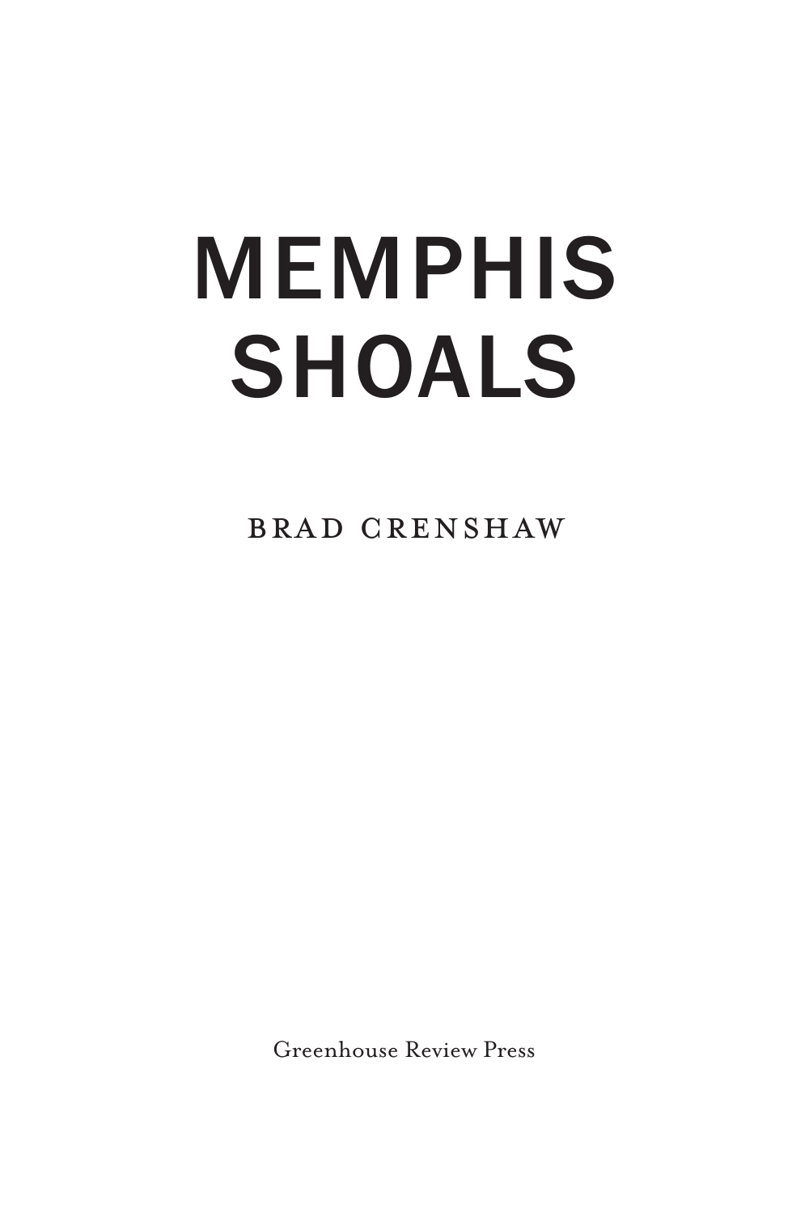# MEMPHIS SHOALS

BRAD CRENSHAW

Greenhouse Review Press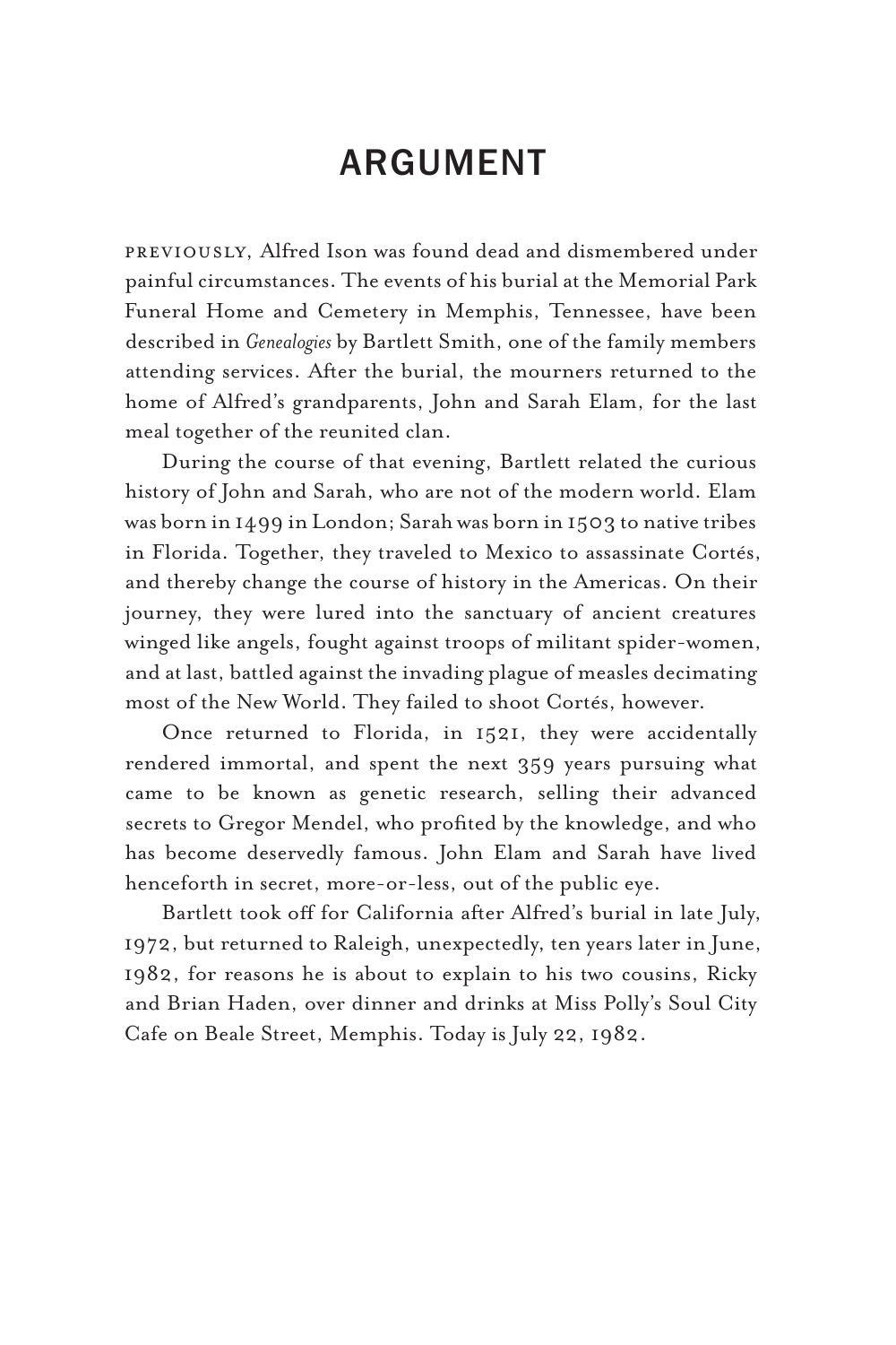# ARGUMENT

PREVIOUSLY, Alfred Ison was found dead and dismembered under painful circumstances. The events of his burial at the Memorial Park Funeral Home and Cemetery in Memphis, Tennessee, have been described in *Genealogies* by Bartlett Smith, one of the family members attending services. After the burial, the mourners returned to the home of Alfred's grandparents, John and Sarah Elam, for the last meal together of the reunited clan.

During the course of that evening, Bartlett related the curious history of John and Sarah, who are not of the modern world. Elam was born in 1499 in London; Sarah was born in 1503 to native tribes in Florida. Together, they traveled to Mexico to assassinate Cortés, and thereby change the course of history in the Americas. On their journey, they were lured into the sanctuary of ancient creatures winged like angels, fought against troops of militant spider-women, and at last, battled against the invading plague of measles decimating most of the New World. They failed to shoot Cortés, however.

Once returned to Florida, in 1521, they were accidentally rendered immortal, and spent the next 359 years pursuing what came to be known as genetic research, selling their advanced secrets to Gregor Mendel, who profited by the knowledge, and who has become deservedly famous. John Elam and Sarah have lived henceforth in secret, more-or-less, out of the public eye.

Bartlett took off for California after Alfred's burial in late July, 1972, but returned to Raleigh, unexpectedly, ten years later in June, 1982, for reasons he is about to explain to his two cousins, Ricky and Brian Haden, over dinner and drinks at Miss Polly's Soul City Cafe on Beale Street, Memphis. Today is July 22, 1982.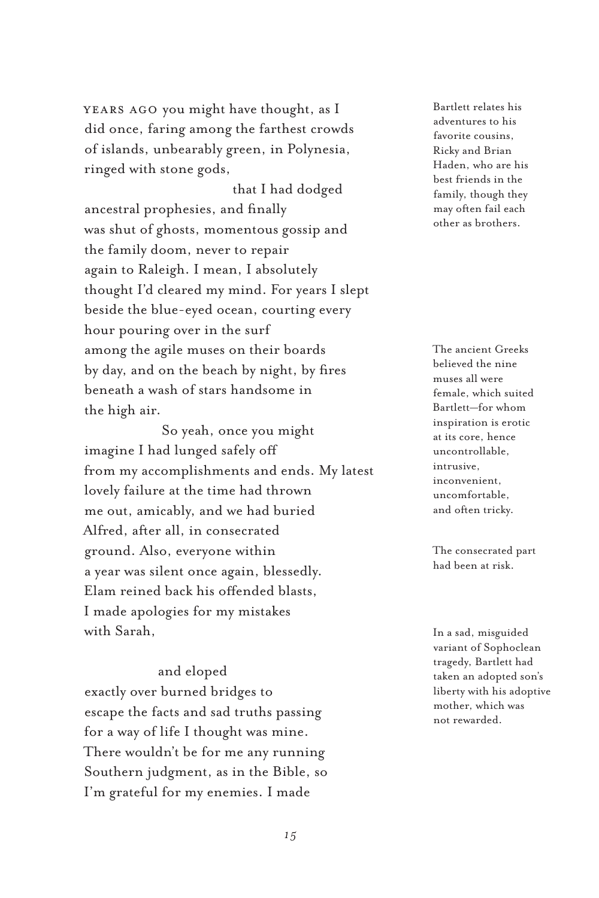YEARS AGO you might have thought, as I
did once, faring among the farthest crowds
of islands, unbearably green, in Polynesia,
ringed with stone gods,
                                        that I had dodged
ancestral prophesies, and finally
was shut of ghosts, momentous gossip and
the family doom, never to repair
again to Raleigh. I mean, I absolutely
thought I'd cleared my mind. For years I slept
beside the blue-eyed ocean, courting every
hour pouring over in the surf
among the agile muses on their boards
by day, and on the beach by night, by fires
beneath a wash of stars handsome in
the high air.
                    So yeah, once you might
imagine I had lunged safely off
from my accomplishments and ends. My latest
lovely failure at the time had thrown
me out, amicably, and we had buried
Alfred, after all, in consecrated
ground. Also, everyone within
a year was silent once again, blessedly.
Elam reined back his offended blasts,
I made apologies for my mistakes
with Sarah,

                    and eloped
exactly over burned bridges to
escape the facts and sad truths passing
for a way of life I thought was mine.
There wouldn't be for me any running
Southern judgment, as in the Bible, so
I'm grateful for my enemies. I made

Bartlett relates his adventures to his favorite cousins, Ricky and Brian Haden, who are his best friends in the family, though they may often fail each other as brothers.

The ancient Greeks believed the nine muses all were female, which suited Bartlett—for whom inspiration is erotic at its core, hence uncontrollable, intrusive, inconvenient, uncomfortable, and often tricky.

The consecrated part had been at risk.

In a sad, misguided variant of Sophoclean tragedy, Bartlett had taken an adopted son's liberty with his adoptive mother, which was not rewarded.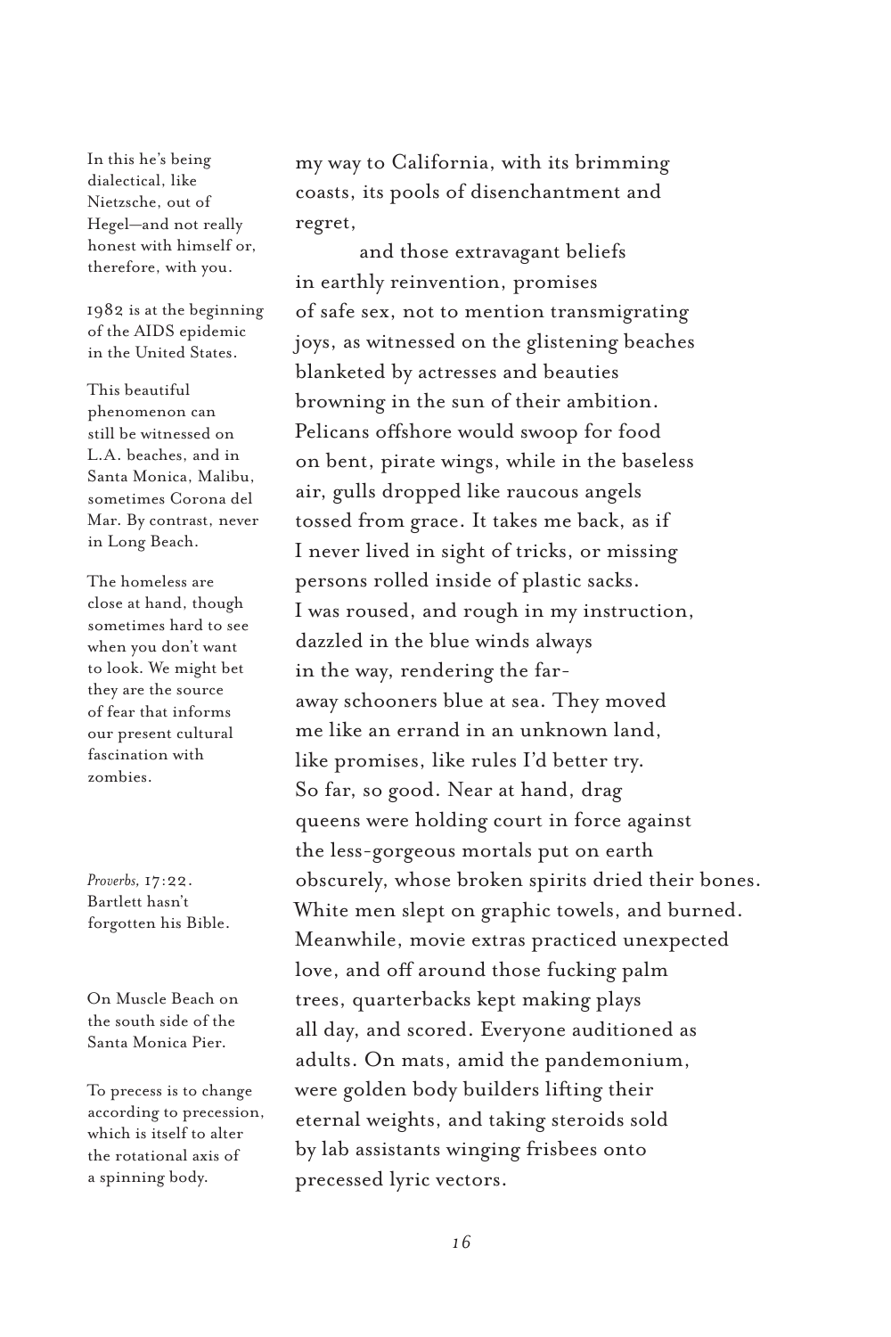In this he's being dialectical, like Nietzsche, out of Hegel—and not really honest with himself or, therefore, with you.

1982 is at the beginning of the AIDS epidemic in the United States.

This beautiful phenomenon can still be witnessed on L.A. beaches, and in Santa Monica, Malibu, sometimes Corona del Mar. By contrast, never in Long Beach.

The homeless are close at hand, though sometimes hard to see when you don't want to look. We might bet they are the source of fear that informs our present cultural fascination with zombies.

*Proverbs,* 17:22. Bartlett hasn't forgotten his Bible.

On Muscle Beach on the south side of the Santa Monica Pier.

To precess is to change according to precession, which is itself to alter the rotational axis of a spinning body.

my way to California, with its brimming
coasts, its pools of disenchantment and
regret,

          and those extravagant beliefs
in earthly reinvention, promises
of safe sex, not to mention transmigrating
joys, as witnessed on the glistening beaches
blanketed by actresses and beauties
browning in the sun of their ambition.
Pelicans offshore would swoop for food
on bent, pirate wings, while in the baseless
air, gulls dropped like raucous angels
tossed from grace. It takes me back, as if
I never lived in sight of tricks, or missing
persons rolled inside of plastic sacks.
I was roused, and rough in my instruction,
dazzled in the blue winds always
in the way, rendering the far-
away schooners blue at sea. They moved
me like an errand in an unknown land,
like promises, like rules I'd better try.
So far, so good. Near at hand, drag
queens were holding court in force against
the less-gorgeous mortals put on earth
obscurely, whose broken spirits dried their bones.
White men slept on graphic towels, and burned.
Meanwhile, movie extras practiced unexpected
love, and off around those fucking palm
trees, quarterbacks kept making plays
all day, and scored. Everyone auditioned as
adults. On mats, amid the pandemonium,
were golden body builders lifting their
eternal weights, and taking steroids sold
by lab assistants winging frisbees onto
precessed lyric vectors.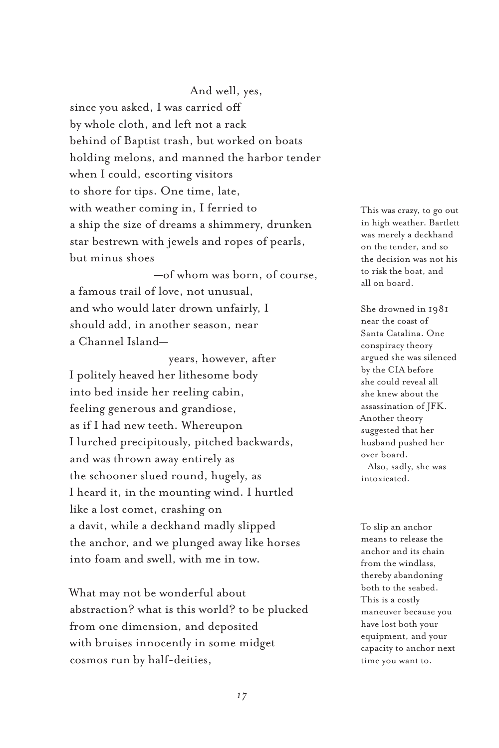And well, yes,
since you asked, I was carried off
by whole cloth, and left not a rack
behind of Baptist trash, but worked on boats
holding melons, and manned the harbor tender
when I could, escorting visitors
to shore for tips. One time, late,
with weather coming in, I ferried to
a ship the size of dreams a shimmery, drunken
star bestrewn with jewels and ropes of pearls,
but minus shoes
—of whom was born, of course,
a famous trail of love, not unusual,
and who would later drown unfairly, I
should add, in another season, near
a Channel Island—
years, however, after
I politely heaved her lithesome body
into bed inside her reeling cabin,
feeling generous and grandiose,
as if I had new teeth. Whereupon
I lurched precipitously, pitched backwards,
and was thrown away entirely as
the schooner slued round, hugely, as
I heard it, in the mounting wind. I hurtled
like a lost comet, crashing on
a davit, while a deckhand madly slipped
the anchor, and we plunged away like horses
into foam and swell, with me in tow.

What may not be wonderful about
abstraction? what is this world? to be plucked
from one dimension, and deposited
with bruises innocently in some midget
cosmos run by half-deities,

This was crazy, to go out in high weather. Bartlett was merely a deckhand on the tender, and so the decision was not his to risk the boat, and all on board.

She drowned in 1981 near the coast of Santa Catalina. One conspiracy theory argued she was silenced by the CIA before she could reveal all she knew about the assassination of JFK. Another theory suggested that her husband pushed her over board.
Also, sadly, she was intoxicated.

To slip an anchor means to release the anchor and its chain from the windlass, thereby abandoning both to the seabed. This is a costly maneuver because you have lost both your equipment, and your capacity to anchor next time you want to.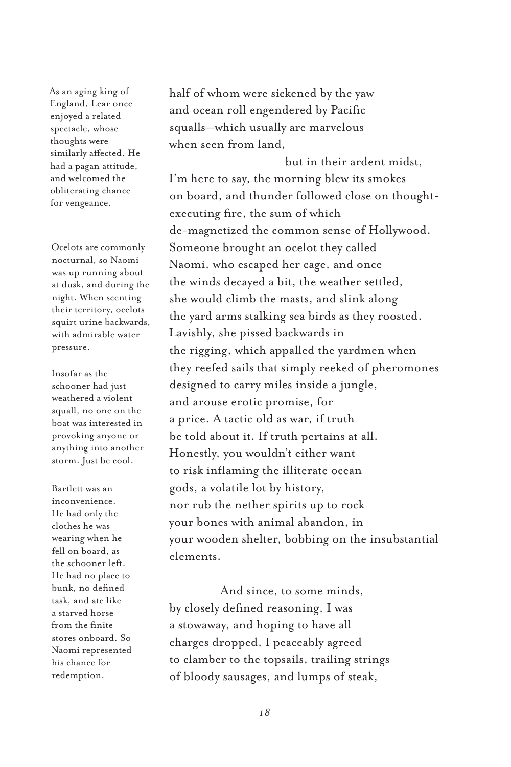half of whom were sickened by the yaw
and ocean roll engendered by Pacific
squalls—which usually are marvelous
when seen from land,

but in their ardent midst,
I'm here to say, the morning blew its smokes
on board, and thunder followed close on thought-
executing fire, the sum of which
de-magnetized the common sense of Hollywood.
Someone brought an ocelot they called
Naomi, who escaped her cage, and once
the winds decayed a bit, the weather settled,
she would climb the masts, and slink along
the yard arms stalking sea birds as they roosted.
Lavishly, she pissed backwards in
the rigging, which appalled the yardmen when
they reefed sails that simply reeked of pheromones
designed to carry miles inside a jungle,
and arouse erotic promise, for
a price. A tactic old as war, if truth
be told about it. If truth pertains at all.
Honestly, you wouldn't either want
to risk inflaming the illiterate ocean
gods, a volatile lot by history,
nor rub the nether spirits up to rock
your bones with animal abandon, in
your wooden shelter, bobbing on the insubstantial
elements.

And since, to some minds,
by closely defined reasoning, I was
a stowaway, and hoping to have all
charges dropped, I peaceably agreed
to clamber to the topsails, trailing strings
of bloody sausages, and lumps of steak,

As an aging king of England, Lear once enjoyed a related spectacle, whose thoughts were similarly affected. He had a pagan attitude, and welcomed the obliterating chance for vengeance.

Ocelots are commonly nocturnal, so Naomi was up running about at dusk, and during the night. When scenting their territory, ocelots squirt urine backwards, with admirable water pressure.

Insofar as the schooner had just weathered a violent squall, no one on the boat was interested in provoking anyone or anything into another storm. Just be cool.

Bartlett was an inconvenience. He had only the clothes he was wearing when he fell on board, as the schooner left. He had no place to bunk, no defined task, and ate like a starved horse from the finite stores onboard. So Naomi represented his chance for redemption.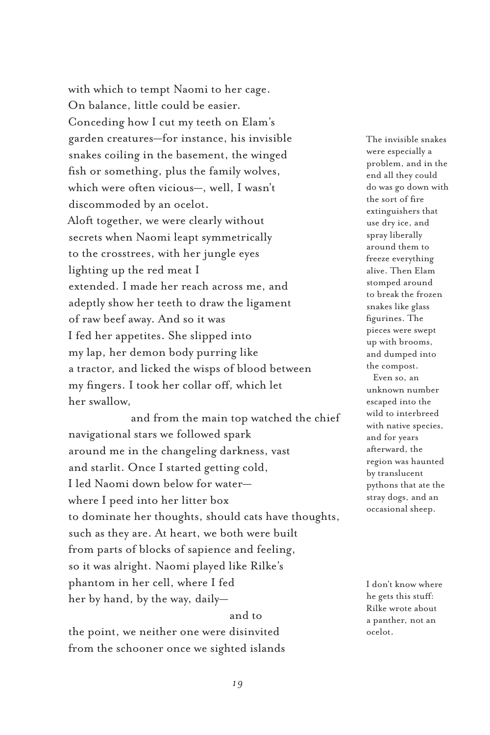with which to tempt Naomi to her cage.
On balance, little could be easier.
Conceding how I cut my teeth on Elam's
garden creatures—for instance, his invisible
snakes coiling in the basement, the winged
fish or something, plus the family wolves,
which were often vicious—, well, I wasn't
discommoded by an ocelot.
Aloft together, we were clearly without
secrets when Naomi leapt symmetrically
to the crosstrees, with her jungle eyes
lighting up the red meat I
extended. I made her reach across me, and
adeptly show her teeth to draw the ligament
of raw beef away. And so it was
I fed her appetites. She slipped into
my lap, her demon body purring like
a tractor, and licked the wisps of blood between
my fingers. I took her collar off, which let
her swallow,

                    and from the main top watched the chief
navigational stars we followed spark
around me in the changeling darkness, vast
and starlit. Once I started getting cold,
I led Naomi down below for water—
where I peed into her litter box
to dominate her thoughts, should cats have thoughts,
such as they are. At heart, we both were built
from parts of blocks of sapience and feeling,
so it was alright. Naomi played like Rilke's
phantom in her cell, where I fed
her by hand, by the way, daily—

                                        and to
the point, we neither one were disinvited
from the schooner once we sighted islands

The invisible snakes were especially a problem, and in the end all they could do was go down with the sort of fire extinguishers that use dry ice, and spray liberally around them to freeze everything alive. Then Elam stomped around to break the frozen snakes like glass figurines. The pieces were swept up with brooms, and dumped into the compost.

Even so, an unknown number escaped into the wild to interbreed with native species, and for years afterward, the region was haunted by translucent pythons that ate the stray dogs, and an occasional sheep.

I don't know where he gets this stuff: Rilke wrote about a panther, not an ocelot.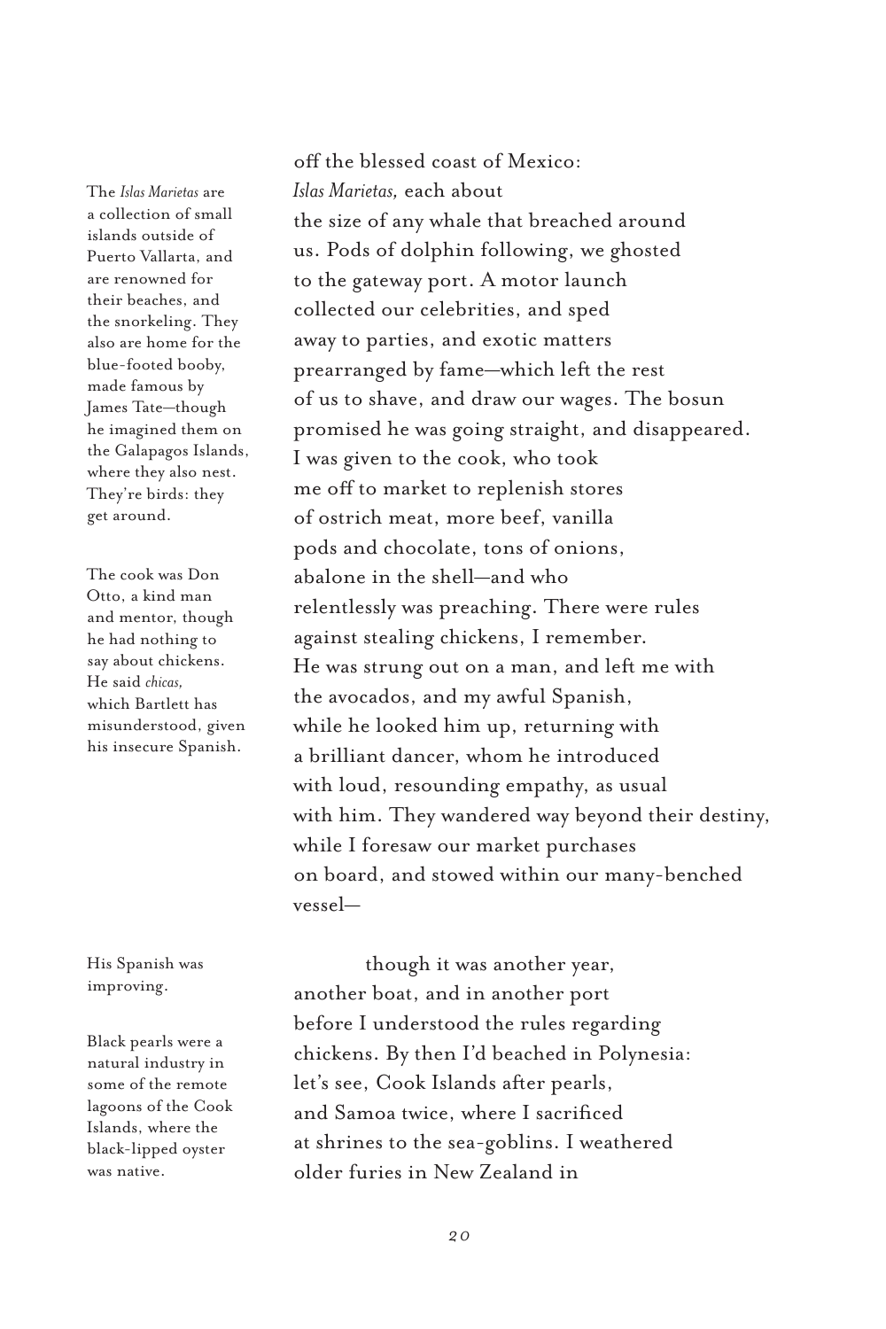off the blessed coast of Mexico:
*Islas Marietas,* each about
the size of any whale that breached around
us. Pods of dolphin following, we ghosted
to the gateway port. A motor launch
collected our celebrities, and sped
away to parties, and exotic matters
prearranged by fame—which left the rest
of us to shave, and draw our wages. The bosun
promised he was going straight, and disappeared.
I was given to the cook, who took
me off to market to replenish stores
of ostrich meat, more beef, vanilla
pods and chocolate, tons of onions,
abalone in the shell—and who
relentlessly was preaching. There were rules
against stealing chickens, I remember.
He was strung out on a man, and left me with
the avocados, and my awful Spanish,
while he looked him up, returning with
a brilliant dancer, whom he introduced
with loud, resounding empathy, as usual
with him. They wandered way beyond their destiny,
while I foresaw our market purchases
on board, and stowed within our many-benched
vessel—

> The *Islas Marietas* are a collection of small islands outside of Puerto Vallarta, and are renowned for their beaches, and the snorkeling. They also are home for the blue-footed booby, made famous by James Tate—though he imagined them on the Galapagos Islands, where they also nest. They're birds: they get around.

> The cook was Don Otto, a kind man and mentor, though he had nothing to say about chickens. He said *chicas,* which Bartlett has misunderstood, given his insecure Spanish.

            though it was another year,
another boat, and in another port
before I understood the rules regarding
chickens. By then I'd beached in Polynesia:
let's see, Cook Islands after pearls,
and Samoa twice, where I sacrificed
at shrines to the sea-goblins. I weathered
older furies in New Zealand in

> His Spanish was improving.

> Black pearls were a natural industry in some of the remote lagoons of the Cook Islands, where the black-lipped oyster was native.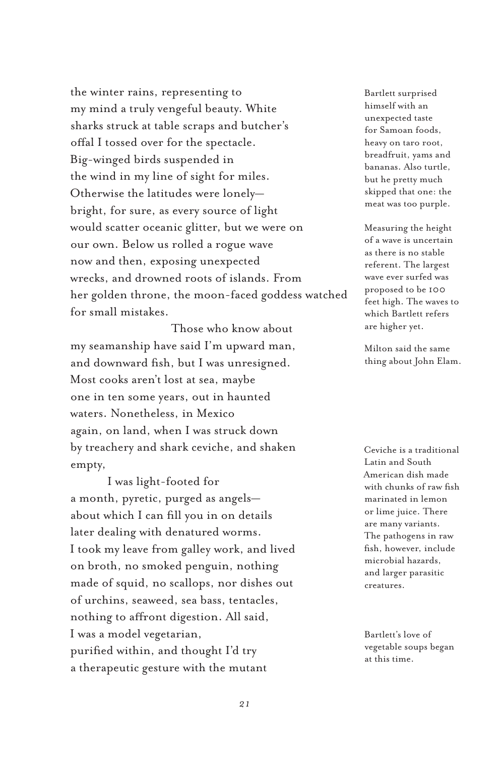the winter rains, representing to
my mind a truly vengeful beauty. White
sharks struck at table scraps and butcher's
offal I tossed over for the spectacle.
Big-winged birds suspended in
the wind in my line of sight for miles.
Otherwise the latitudes were lonely—
bright, for sure, as every source of light
would scatter oceanic glitter, but we were on
our own. Below us rolled a rogue wave
now and then, exposing unexpected
wrecks, and drowned roots of islands. From
her golden throne, the moon-faced goddess watched
for small mistakes.

Those who know about
my seamanship have said I'm upward man,
and downward fish, but I was unresigned.
Most cooks aren't lost at sea, maybe
one in ten some years, out in haunted
waters. Nonetheless, in Mexico
again, on land, when I was struck down
by treachery and shark ceviche, and shaken
empty,

I was light-footed for
a month, pyretic, purged as angels—
about which I can fill you in on details
later dealing with denatured worms.
I took my leave from galley work, and lived
on broth, no smoked penguin, nothing
made of squid, no scallops, nor dishes out
of urchins, seaweed, sea bass, tentacles,
nothing to affront digestion. All said,
I was a model vegetarian,
purified within, and thought I'd try
a therapeutic gesture with the mutant

Bartlett surprised himself with an unexpected taste for Samoan foods, heavy on taro root, breadfruit, yams and bananas. Also turtle, but he pretty much skipped that one: the meat was too purple.

Measuring the height of a wave is uncertain as there is no stable referent. The largest wave ever surfed was proposed to be 100 feet high. The waves to which Bartlett refers are higher yet.

Milton said the same thing about John Elam.

Ceviche is a traditional Latin and South American dish made with chunks of raw fish marinated in lemon or lime juice. There are many variants. The pathogens in raw fish, however, include microbial hazards, and larger parasitic creatures.

Bartlett's love of vegetable soups began at this time.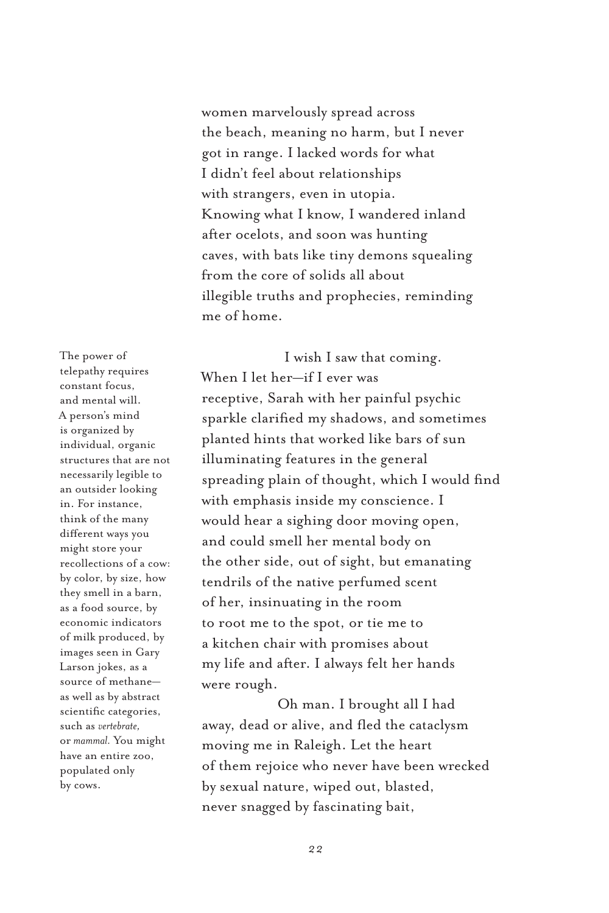women marvelously spread across
the beach, meaning no harm, but I never
got in range. I lacked words for what
I didn't feel about relationships
with strangers, even in utopia.
Knowing what I know, I wandered inland
after ocelots, and soon was hunting
caves, with bats like tiny demons squealing
from the core of solids all about
illegible truths and prophecies, reminding
me of home.

I wish I saw that coming.
When I let her—if I ever was
receptive, Sarah with her painful psychic
sparkle clarified my shadows, and sometimes
planted hints that worked like bars of sun
illuminating features in the general
spreading plain of thought, which I would find
with emphasis inside my conscience. I
would hear a sighing door moving open,
and could smell her mental body on
the other side, out of sight, but emanating
tendrils of the native perfumed scent
of her, insinuating in the room
to root me to the spot, or tie me to
a kitchen chair with promises about
my life and after. I always felt her hands
were rough.

Oh man. I brought all I had
away, dead or alive, and fled the cataclysm
moving me in Raleigh. Let the heart
of them rejoice who never have been wrecked
by sexual nature, wiped out, blasted,
never snagged by fascinating bait,

The power of telepathy requires constant focus, and mental will. A person's mind is organized by individual, organic structures that are not necessarily legible to an outsider looking in. For instance, think of the many different ways you might store your recollections of a cow: by color, by size, how they smell in a barn, as a food source, by economic indicators of milk produced, by images seen in Gary Larson jokes, as a source of methane—as well as by abstract scientific categories, such as *vertebrate,* or *mammal.* You might have an entire zoo, populated only by cows.